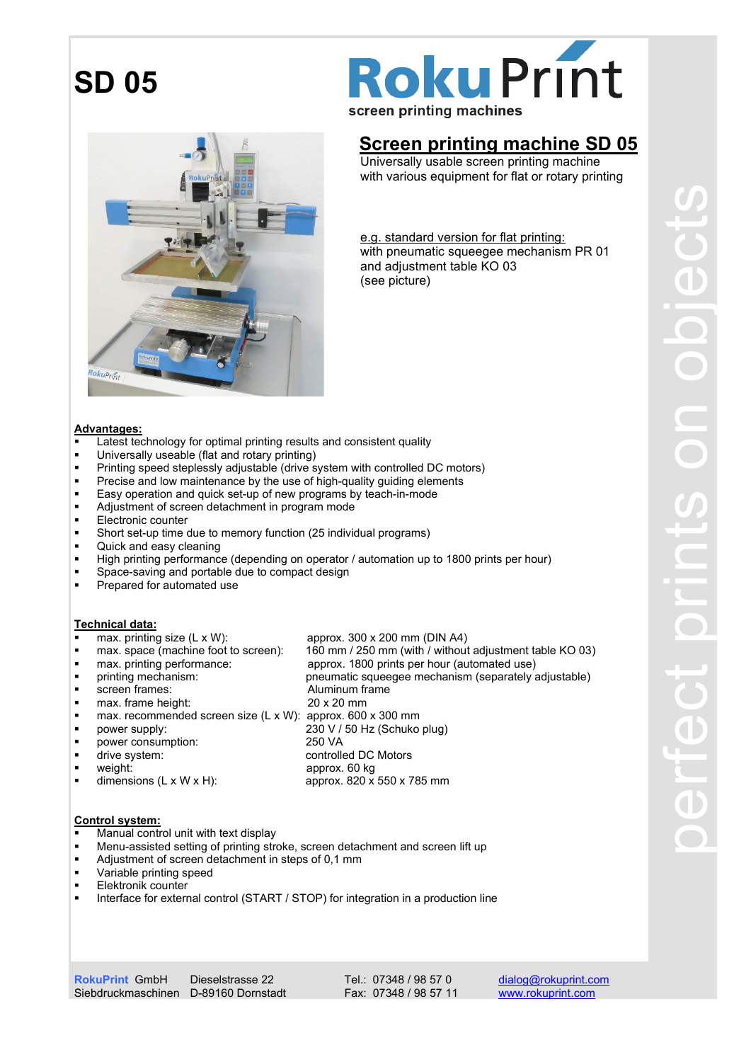# SD 05

RokuPrint

screen printing machines

## Screen printing machine SD 05

Universally usable screen printing machine with various equipment for flat or rotary printing

e.g. standard version for flat printing:
with pneumatic squeegee mechanism PR 01 and adjustment table KO 03 (see picture)

perfect prints on objects

### Advantages:

- Latest technology for optimal printing results and consistent quality
- Universally useable (flat and rotary printing)
- Printing speed steplessly adjustable (drive system with controlled DC motors)
- Precise and low maintenance by the use of high-quality guiding elements
- Easy operation and quick set-up of new programs by teach-in-mode
- Adjustment of screen detachment in program mode
- Electronic counter
- Short set-up time due to memory function (25 individual programs)
- Quick and easy cleaning
- High printing performance (depending on operator / automation up to 1800 prints per hour)
- Space-saving and portable due to compact design
- Prepared for automated use

### Technical data:

| | |
|---|---|
| max. printing size (L x W): | approx. 300 x 200 mm (DIN A4) |
| max. space (machine foot to screen): | 160 mm / 250 mm (with / without adjustment table KO 03) |
| max. printing performance: | approx. 1800 prints per hour (automated use) |
| printing mechanism: | pneumatic squeegee mechanism (separately adjustable) |
| screen frames: | Aluminum frame |
| max. frame height: | 20 x 20 mm |
| max. recommended screen size (L x W): | approx. 600 x 300 mm |
| power supply: | 230 V / 50 Hz (Schuko plug) |
| power consumption: | 250 VA |
| drive system: | controlled DC Motors |
| weight: | approx. 60 kg |
| dimensions (L x W x H): | approx. 820 x 550 x 785 mm |

### Control system:

- Manual control unit with text display
- Menu-assisted setting of printing stroke, screen detachment and screen lift up
- Adjustment of screen detachment in steps of 0,1 mm
- Variable printing speed
- Elektronik counter
- Interface for external control (START / STOP) for integration in a production line

RokuPrint GmbH
Siebdruckmaschinen
Dieselstrasse 22
D-89160 Dornstadt
Tel.: 07348 / 98 57 0
Fax: 07348 / 98 57 11
dialog@rokuprint.com
www.rokuprint.com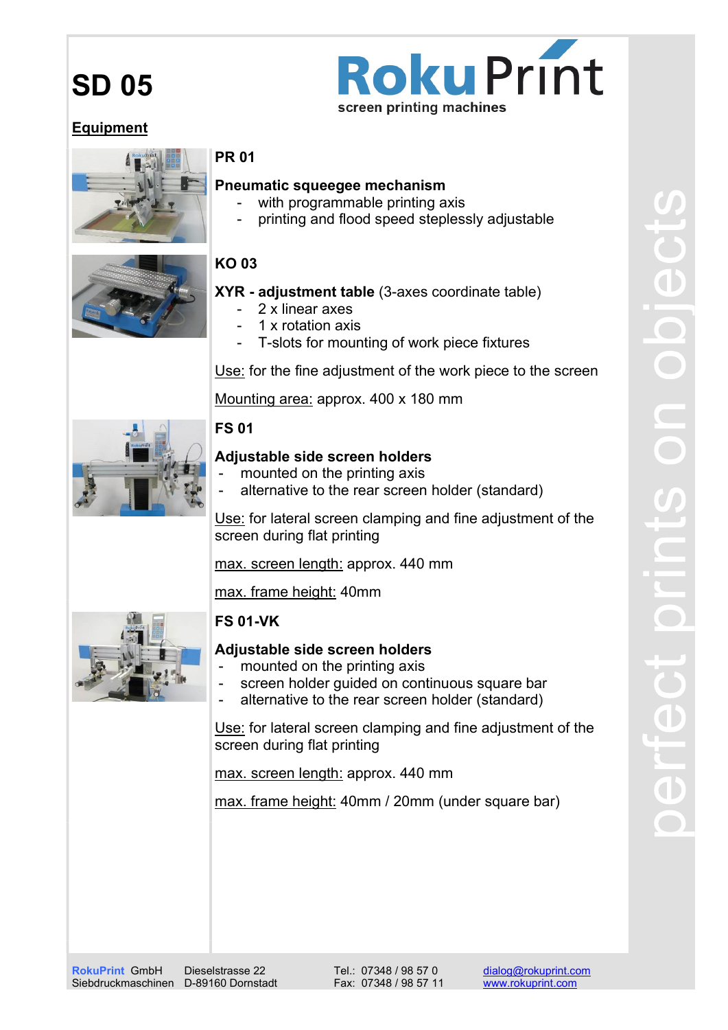# SD 05

RokuPrint
screen printing machines

## Equipment

### PR 01

**Pneumatic squeegee mechanism**

- with programmable printing axis
- printing and flood speed steplessly adjustable

### KO 03

**XYR - adjustment table** (3-axes coordinate table)

- 2 x linear axes
- 1 x rotation axis
- T-slots for mounting of work piece fixtures

Use: for the fine adjustment of the work piece to the screen

Mounting area: approx. 400 x 180 mm

### FS 01

**Adjustable side screen holders**

- mounted on the printing axis
- alternative to the rear screen holder (standard)

Use: for lateral screen clamping and fine adjustment of the screen during flat printing

max. screen length: approx. 440 mm

max. frame height: 40mm

### FS 01-VK

**Adjustable side screen holders**

- mounted on the printing axis
- screen holder guided on continuous square bar
- alternative to the rear screen holder (standard)

Use: for lateral screen clamping and fine adjustment of the screen during flat printing

max. screen length: approx. 440 mm

max. frame height: 40mm / 20mm (under square bar)

perfect prints on objects

RokuPrint GmbH Siebdruckmaschinen | Dieselstrasse 22 D-89160 Dornstadt | Tel.: 07348 / 98 57 0 Fax: 07348 / 98 57 11 | dialog@rokuprint.com www.rokuprint.com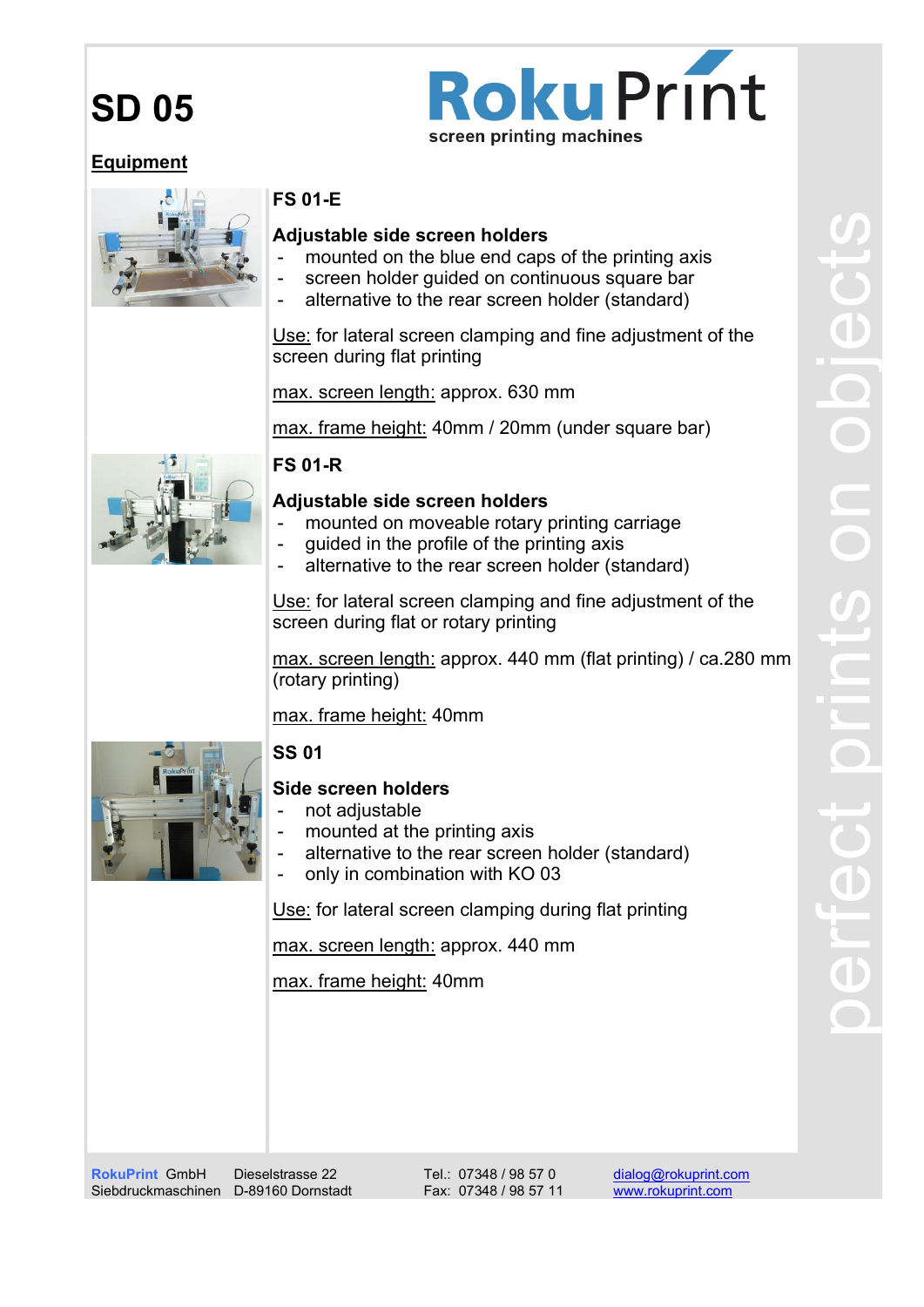# SD 05

RokuPrint
screen printing machines

## Equipment

### FS 01-E

**Adjustable side screen holders**

- mounted on the blue end caps of the printing axis
- screen holder guided on continuous square bar
- alternative to the rear screen holder (standard)

Use: for lateral screen clamping and fine adjustment of the screen during flat printing

max. screen length: approx. 630 mm

max. frame height: 40mm / 20mm (under square bar)

### FS 01-R

**Adjustable side screen holders**

- mounted on moveable rotary printing carriage
- guided in the profile of the printing axis
- alternative to the rear screen holder (standard)

Use: for lateral screen clamping and fine adjustment of the screen during flat or rotary printing

max. screen length: approx. 440 mm (flat printing) / ca.280 mm (rotary printing)

max. frame height: 40mm

### SS 01

**Side screen holders**

- not adjustable
- mounted at the printing axis
- alternative to the rear screen holder (standard)
- only in combination with KO 03

Use: for lateral screen clamping during flat printing

max. screen length: approx. 440 mm

max. frame height: 40mm

perfect prints on objects

RokuPrint GmbH Siebdruckmaschinen | Dieselstrasse 22 D-89160 Dornstadt | Tel.: 07348 / 98 57 0 Fax: 07348 / 98 57 11 | dialog@rokuprint.com www.rokuprint.com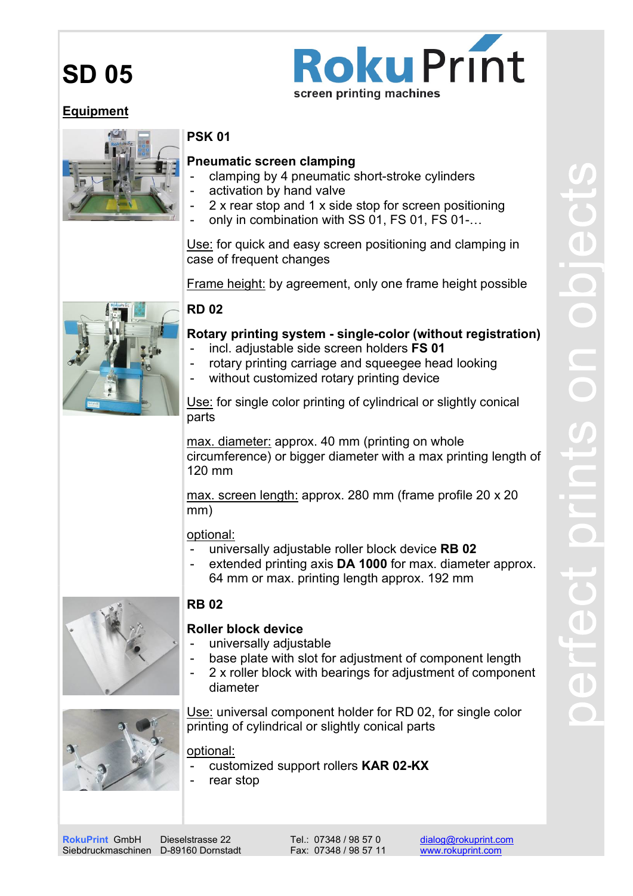# SD 05

**RokuPrint** screen printing machines

## Equipment

### PSK 01

**Pneumatic screen clamping**

- clamping by 4 pneumatic short-stroke cylinders
- activation by hand valve
- 2 x rear stop and 1 x side stop for screen positioning
- only in combination with SS 01, FS 01, FS 01-…

Use: for quick and easy screen positioning and clamping in case of frequent changes

Frame height: by agreement, only one frame height possible

### RD 02

**Rotary printing system - single-color (without registration)**

- incl. adjustable side screen holders **FS 01**
- rotary printing carriage and squeegee head looking
- without customized rotary printing device

Use: for single color printing of cylindrical or slightly conical parts

max. diameter: approx. 40 mm (printing on whole circumference) or bigger diameter with a max printing length of 120 mm

max. screen length: approx. 280 mm (frame profile 20 x 20 mm)

optional:

- universally adjustable roller block device **RB 02**
- extended printing axis **DA 1000** for max. diameter approx. 64 mm or max. printing length approx. 192 mm

### RB 02

**Roller block device**

- universally adjustable
- base plate with slot for adjustment of component length
- 2 x roller block with bearings for adjustment of component diameter

Use: universal component holder for RD 02, for single color printing of cylindrical or slightly conical parts

optional:

- customized support rollers **KAR 02-KX**
- rear stop

perfect prints on objects

RokuPrint GmbH Siebdruckmaschinen | Dieselstrasse 22 D-89160 Dornstadt | Tel.: 07348 / 98 57 0 Fax: 07348 / 98 57 11 | dialog@rokuprint.com www.rokuprint.com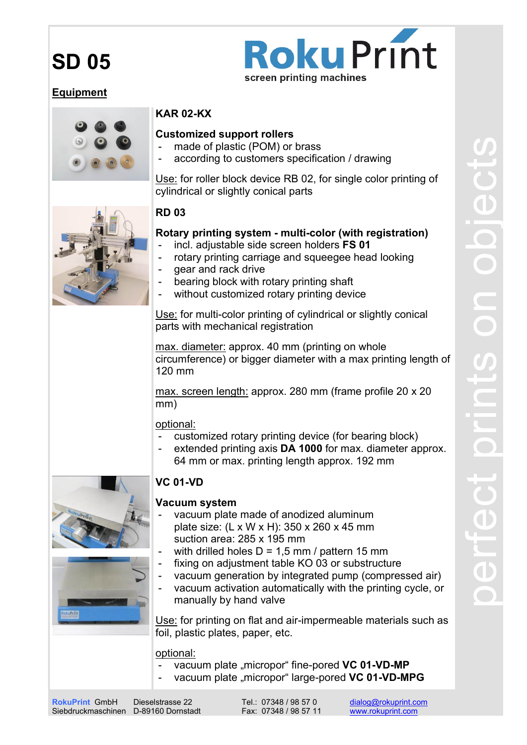# SD 05

RokuPrint
screen printing machines

## Equipment

### KAR 02-KX

**Customized support rollers**

- made of plastic (POM) or brass
- according to customers specification / drawing

Use: for roller block device RB 02, for single color printing of cylindrical or slightly conical parts

### RD 03

**Rotary printing system - multi-color (with registration)**

- incl. adjustable side screen holders **FS 01**
- rotary printing carriage and squeegee head looking
- gear and rack drive
- bearing block with rotary printing shaft
- without customized rotary printing device

Use: for multi-color printing of cylindrical or slightly conical parts with mechanical registration

max. diameter: approx. 40 mm (printing on whole circumference) or bigger diameter with a max printing length of 120 mm

max. screen length: approx. 280 mm (frame profile 20 x 20 mm)

optional:

- customized rotary printing device (for bearing block)
- extended printing axis **DA 1000** for max. diameter approx. 64 mm or max. printing length approx. 192 mm

### VC 01-VD

**Vacuum system**

- vacuum plate made of anodized aluminum
  plate size: (L x W x H): 350 x 260 x 45 mm
  suction area: 285 x 195 mm
- with drilled holes D = 1,5 mm / pattern 15 mm
- fixing on adjustment table KO 03 or substructure
- vacuum generation by integrated pump (compressed air)
- vacuum activation automatically with the printing cycle, or manually by hand valve

Use: for printing on flat and air-impermeable materials such as foil, plastic plates, paper, etc.

optional:

- vacuum plate „micropor“ fine-pored **VC 01-VD-MP**
- vacuum plate „micropor“ large-pored **VC 01-VD-MPG**

perfect prints on objects

RokuPrint GmbH Siebdruckmaschinen | Dieselstrasse 22 D-89160 Dornstadt | Tel.: 07348 / 98 57 0 Fax: 07348 / 98 57 11 | dialog@rokuprint.com www.rokuprint.com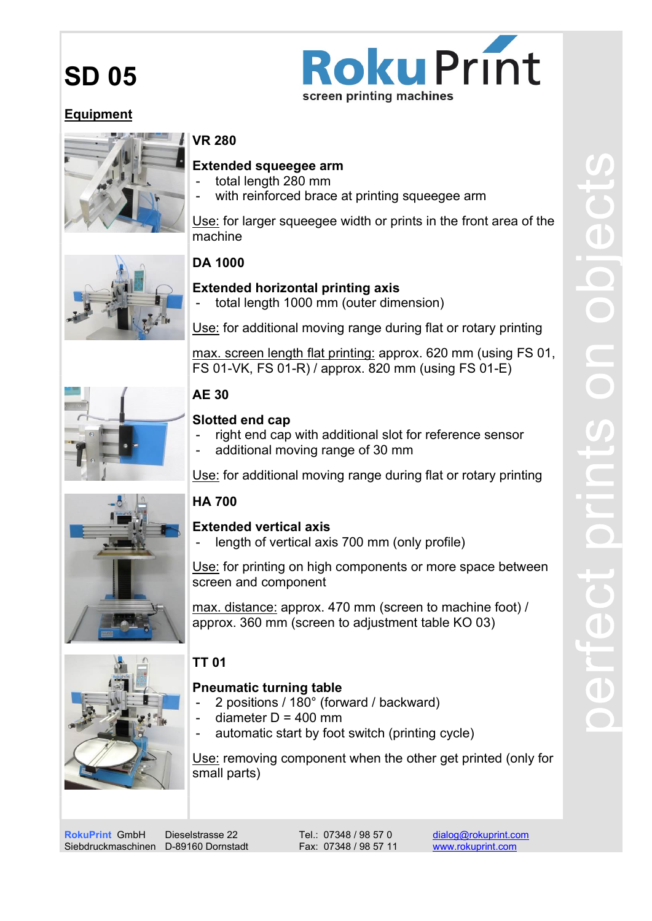# SD 05

RokuPrint
screen printing machines

## Equipment

### VR 280

**Extended squeegee arm**
- total length 280 mm
- with reinforced brace at printing squeegee arm

Use: for larger squeegee width or prints in the front area of the machine

### DA 1000

**Extended horizontal printing axis**
- total length 1000 mm (outer dimension)

Use: for additional moving range during flat or rotary printing

max. screen length flat printing: approx. 620 mm (using FS 01, FS 01-VK, FS 01-R) / approx. 820 mm (using FS 01-E)

### AE 30

**Slotted end cap**
- right end cap with additional slot for reference sensor
- additional moving range of 30 mm

Use: for additional moving range during flat or rotary printing

### HA 700

**Extended vertical axis**
- length of vertical axis 700 mm (only profile)

Use: for printing on high components or more space between screen and component

max. distance: approx. 470 mm (screen to machine foot) / approx. 360 mm (screen to adjustment table KO 03)

### TT 01

**Pneumatic turning table**
- 2 positions / 180° (forward / backward)
- diameter D = 400 mm
- automatic start by foot switch (printing cycle)

Use: removing component when the other get printed (only for small parts)

perfect prints on objects

RokuPrint GmbH Siebdruckmaschinen | Dieselstrasse 22 D-89160 Dornstadt | Tel.: 07348 / 98 57 0 Fax: 07348 / 98 57 11 | dialog@rokuprint.com www.rokuprint.com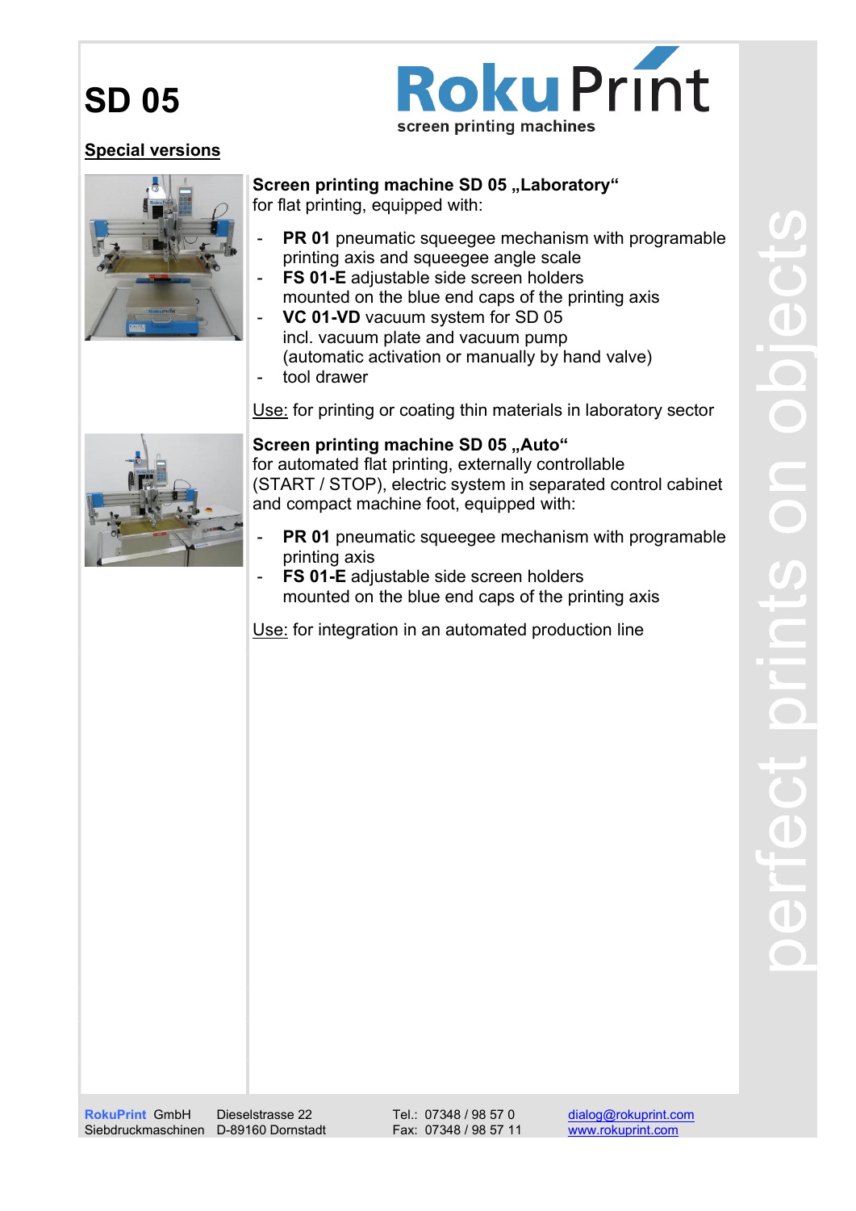# SD 05

RokuPrint
screen printing machines

## Special versions

**Screen printing machine SD 05 „Laboratory“**
for flat printing, equipped with:

- **PR 01** pneumatic squeegee mechanism with programable printing axis and squeegee angle scale
- **FS 01-E** adjustable side screen holders mounted on the blue end caps of the printing axis
- **VC 01-VD** vacuum system for SD 05 incl. vacuum plate and vacuum pump (automatic activation or manually by hand valve)
- tool drawer

Use: for printing or coating thin materials in laboratory sector

**Screen printing machine SD 05 „Auto“**
for automated flat printing, externally controllable (START / STOP), electric system in separated control cabinet and compact machine foot, equipped with:

- **PR 01** pneumatic squeegee mechanism with programable printing axis
- **FS 01-E** adjustable side screen holders mounted on the blue end caps of the printing axis

Use: for integration in an automated production line

perfect prints on objects

RokuPrint GmbH
Siebdruckmaschinen

Dieselstrasse 22
D-89160 Dornstadt

Tel.: 07348 / 98 57 0
Fax: 07348 / 98 57 11

dialog@rokuprint.com
www.rokuprint.com